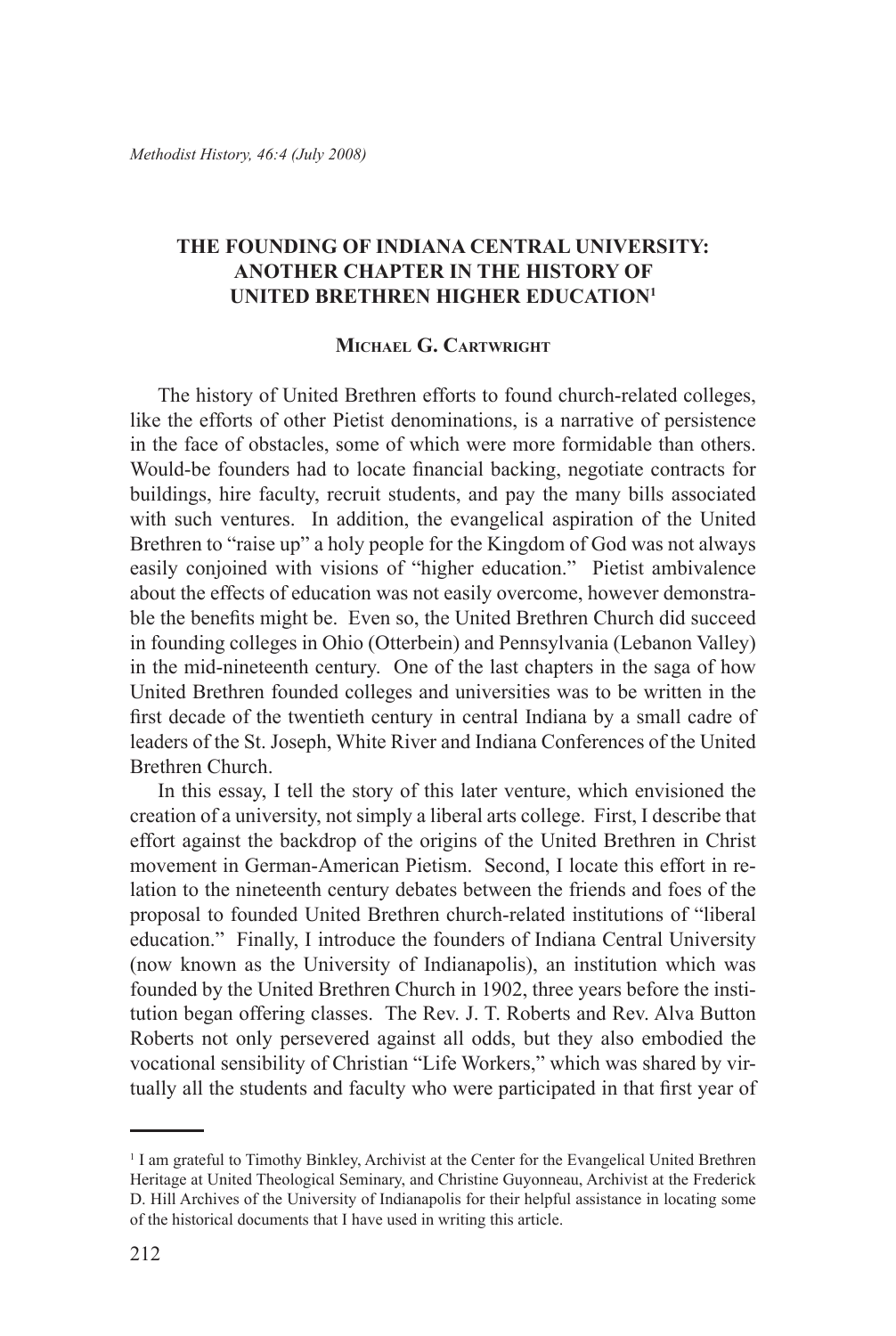# THE FOUNDING OF INDIANA CENTRAL UNIVERSITY: ANOTHER CHAPTER IN THE HISTORY OF UNITED BRETHREN HIGHER EDUCATION[1]

**Michael G. Cartwright**

The history of United Brethren efforts to found church-related colleges, like the efforts of other Pietist denominations, is a narrative of persistence in the face of obstacles, some of which were more formidable than others. Would-be founders had to locate financial backing, negotiate contracts for buildings, hire faculty, recruit students, and pay the many bills associated with such ventures. In addition, the evangelical aspiration of the United Brethren to "raise up" a holy people for the Kingdom of God was not always easily conjoined with visions of "higher education." Pietist ambivalence about the effects of education was not easily overcome, however demonstrable the benefits might be. Even so, the United Brethren Church did succeed in founding colleges in Ohio (Otterbein) and Pennsylvania (Lebanon Valley) in the mid-nineteenth century. One of the last chapters in the saga of how United Brethren founded colleges and universities was to be written in the first decade of the twentieth century in central Indiana by a small cadre of leaders of the St. Joseph, White River and Indiana Conferences of the United Brethren Church.

In this essay, I tell the story of this later venture, which envisioned the creation of a university, not simply a liberal arts college. First, I describe that effort against the backdrop of the origins of the United Brethren in Christ movement in German-American Pietism. Second, I locate this effort in relation to the nineteenth century debates between the friends and foes of the proposal to founded United Brethren church-related institutions of "liberal education." Finally, I introduce the founders of Indiana Central University (now known as the University of Indianapolis), an institution which was founded by the United Brethren Church in 1902, three years before the institution began offering classes. The Rev. J. T. Roberts and Rev. Alva Button Roberts not only persevered against all odds, but they also embodied the vocational sensibility of Christian "Life Workers," which was shared by virtually all the students and faculty who were participated in that first year of

---

[1] I am grateful to Timothy Binkley, Archivist at the Center for the Evangelical United Brethren Heritage at United Theological Seminary, and Christine Guyonneau, Archivist at the Frederick D. Hill Archives of the University of Indianapolis for their helpful assistance in locating some of the historical documents that I have used in writing this article.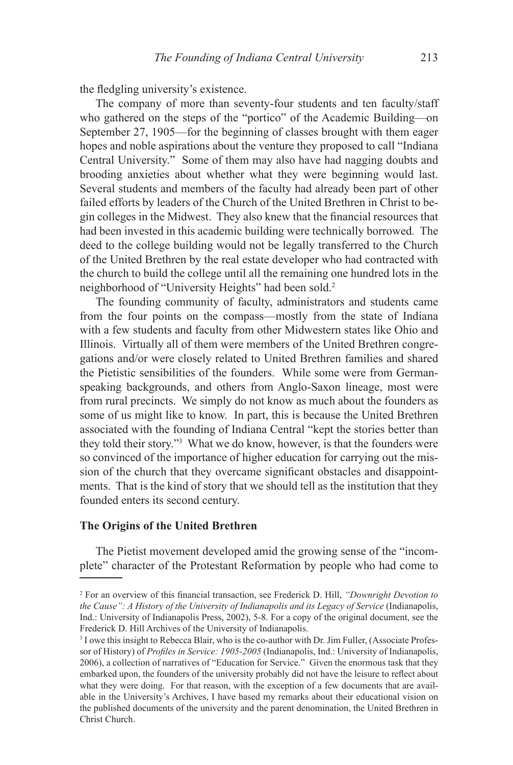the fledgling university's existence.

The company of more than seventy-four students and ten faculty/staff who gathered on the steps of the "portico" of the Academic Building—on September 27, 1905—for the beginning of classes brought with them eager hopes and noble aspirations about the venture they proposed to call "Indiana Central University." Some of them may also have had nagging doubts and brooding anxieties about whether what they were beginning would last. Several students and members of the faculty had already been part of other failed efforts by leaders of the Church of the United Brethren in Christ to begin colleges in the Midwest. They also knew that the financial resources that had been invested in this academic building were technically borrowed. The deed to the college building would not be legally transferred to the Church of the United Brethren by the real estate developer who had contracted with the church to build the college until all the remaining one hundred lots in the neighborhood of "University Heights" had been sold.[2]

The founding community of faculty, administrators and students came from the four points on the compass—mostly from the state of Indiana with a few students and faculty from other Midwestern states like Ohio and Illinois. Virtually all of them were members of the United Brethren congregations and/or were closely related to United Brethren families and shared the Pietistic sensibilities of the founders. While some were from German-speaking backgrounds, and others from Anglo-Saxon lineage, most were from rural precincts. We simply do not know as much about the founders as some of us might like to know. In part, this is because the United Brethren associated with the founding of Indiana Central "kept the stories better than they told their story."[3] What we do know, however, is that the founders were so convinced of the importance of higher education for carrying out the mission of the church that they overcame significant obstacles and disappointments. That is the kind of story that we should tell as the institution that they founded enters its second century.

## The Origins of the United Brethren

The Pietist movement developed amid the growing sense of the "incomplete" character of the Protestant Reformation by people who had come to

---

[2] For an overview of this financial transaction, see Frederick D. Hill, *"Downright Devotion to the Cause": A History of the University of Indianapolis and its Legacy of Service* (Indianapolis, Ind.: University of Indianapolis Press, 2002), 5-8. For a copy of the original document, see the Frederick D. Hill Archives of the University of Indianapolis.

[3] I owe this insight to Rebecca Blair, who is the co-author with Dr. Jim Fuller, (Associate Professor of History) of *Profiles in Service: 1905-2005* (Indianapolis, Ind.: University of Indianapolis, 2006), a collection of narratives of "Education for Service." Given the enormous task that they embarked upon, the founders of the university probably did not have the leisure to reflect about what they were doing. For that reason, with the exception of a few documents that are available in the University's Archives, I have based my remarks about their educational vision on the published documents of the university and the parent denomination, the United Brethren in Christ Church.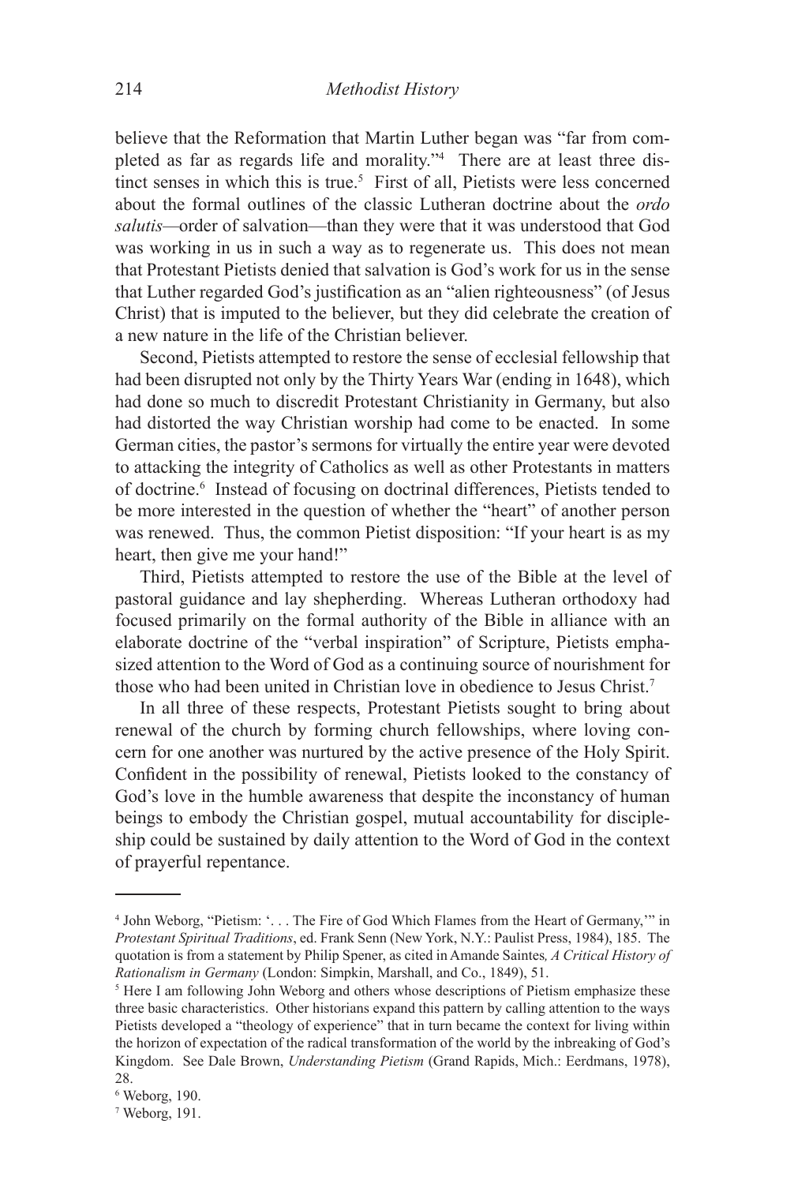believe that the Reformation that Martin Luther began was "far from completed as far as regards life and morality."[4] There are at least three distinct senses in which this is true.[5] First of all, Pietists were less concerned about the formal outlines of the classic Lutheran doctrine about the *ordo salutis*—order of salvation—than they were that it was understood that God was working in us in such a way as to regenerate us. This does not mean that Protestant Pietists denied that salvation is God's work for us in the sense that Luther regarded God's justification as an "alien righteousness" (of Jesus Christ) that is imputed to the believer, but they did celebrate the creation of a new nature in the life of the Christian believer.

Second, Pietists attempted to restore the sense of ecclesial fellowship that had been disrupted not only by the Thirty Years War (ending in 1648), which had done so much to discredit Protestant Christianity in Germany, but also had distorted the way Christian worship had come to be enacted. In some German cities, the pastor's sermons for virtually the entire year were devoted to attacking the integrity of Catholics as well as other Protestants in matters of doctrine.[6] Instead of focusing on doctrinal differences, Pietists tended to be more interested in the question of whether the "heart" of another person was renewed. Thus, the common Pietist disposition: "If your heart is as my heart, then give me your hand!"

Third, Pietists attempted to restore the use of the Bible at the level of pastoral guidance and lay shepherding. Whereas Lutheran orthodoxy had focused primarily on the formal authority of the Bible in alliance with an elaborate doctrine of the "verbal inspiration" of Scripture, Pietists emphasized attention to the Word of God as a continuing source of nourishment for those who had been united in Christian love in obedience to Jesus Christ.[7]

In all three of these respects, Protestant Pietists sought to bring about renewal of the church by forming church fellowships, where loving concern for one another was nurtured by the active presence of the Holy Spirit. Confident in the possibility of renewal, Pietists looked to the constancy of God's love in the humble awareness that despite the inconstancy of human beings to embody the Christian gospel, mutual accountability for discipleship could be sustained by daily attention to the Word of God in the context of prayerful repentance.

---

[4] John Weborg, "Pietism: '. . . The Fire of God Which Flames from the Heart of Germany,'" in *Protestant Spiritual Traditions*, ed. Frank Senn (New York, N.Y.: Paulist Press, 1984), 185. The quotation is from a statement by Philip Spener, as cited in Amande Saintes*, A Critical History of Rationalism in Germany* (London: Simpkin, Marshall, and Co., 1849), 51.

[5] Here I am following John Weborg and others whose descriptions of Pietism emphasize these three basic characteristics. Other historians expand this pattern by calling attention to the ways Pietists developed a "theology of experience" that in turn became the context for living within the horizon of expectation of the radical transformation of the world by the inbreaking of God's Kingdom. See Dale Brown, *Understanding Pietism* (Grand Rapids, Mich.: Eerdmans, 1978), 28.

[6] Weborg, 190.

[7] Weborg, 191.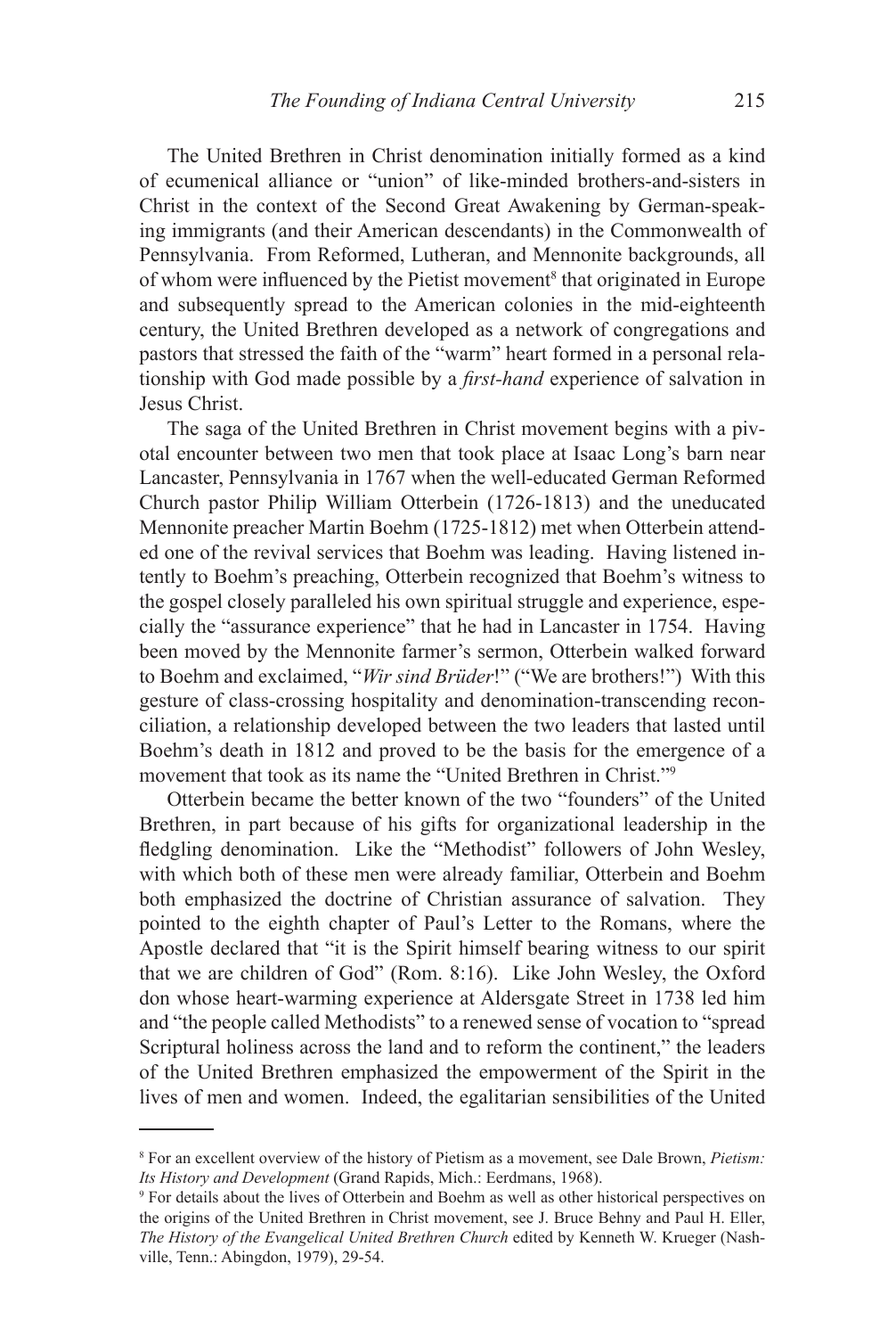The United Brethren in Christ denomination initially formed as a kind of ecumenical alliance or "union" of like-minded brothers-and-sisters in Christ in the context of the Second Great Awakening by German-speaking immigrants (and their American descendants) in the Commonwealth of Pennsylvania. From Reformed, Lutheran, and Mennonite backgrounds, all of whom were influenced by the Pietist movement[8] that originated in Europe and subsequently spread to the American colonies in the mid-eighteenth century, the United Brethren developed as a network of congregations and pastors that stressed the faith of the "warm" heart formed in a personal relationship with God made possible by a *first-hand* experience of salvation in Jesus Christ.

The saga of the United Brethren in Christ movement begins with a pivotal encounter between two men that took place at Isaac Long's barn near Lancaster, Pennsylvania in 1767 when the well-educated German Reformed Church pastor Philip William Otterbein (1726-1813) and the uneducated Mennonite preacher Martin Boehm (1725-1812) met when Otterbein attended one of the revival services that Boehm was leading. Having listened intently to Boehm's preaching, Otterbein recognized that Boehm's witness to the gospel closely paralleled his own spiritual struggle and experience, especially the "assurance experience" that he had in Lancaster in 1754. Having been moved by the Mennonite farmer's sermon, Otterbein walked forward to Boehm and exclaimed, "*Wir sind Brüder*!" ("We are brothers!") With this gesture of class-crossing hospitality and denomination-transcending reconciliation, a relationship developed between the two leaders that lasted until Boehm's death in 1812 and proved to be the basis for the emergence of a movement that took as its name the "United Brethren in Christ."[9]

Otterbein became the better known of the two "founders" of the United Brethren, in part because of his gifts for organizational leadership in the fledgling denomination. Like the "Methodist" followers of John Wesley, with which both of these men were already familiar, Otterbein and Boehm both emphasized the doctrine of Christian assurance of salvation. They pointed to the eighth chapter of Paul's Letter to the Romans, where the Apostle declared that "it is the Spirit himself bearing witness to our spirit that we are children of God" (Rom. 8:16). Like John Wesley, the Oxford don whose heart-warming experience at Aldersgate Street in 1738 led him and "the people called Methodists" to a renewed sense of vocation to "spread Scriptural holiness across the land and to reform the continent," the leaders of the United Brethren emphasized the empowerment of the Spirit in the lives of men and women. Indeed, the egalitarian sensibilities of the United

---

[8] For an excellent overview of the history of Pietism as a movement, see Dale Brown, *Pietism: Its History and Development* (Grand Rapids, Mich.: Eerdmans, 1968).

[9] For details about the lives of Otterbein and Boehm as well as other historical perspectives on the origins of the United Brethren in Christ movement, see J. Bruce Behny and Paul H. Eller, *The History of the Evangelical United Brethren Church* edited by Kenneth W. Krueger (Nashville, Tenn.: Abingdon, 1979), 29-54.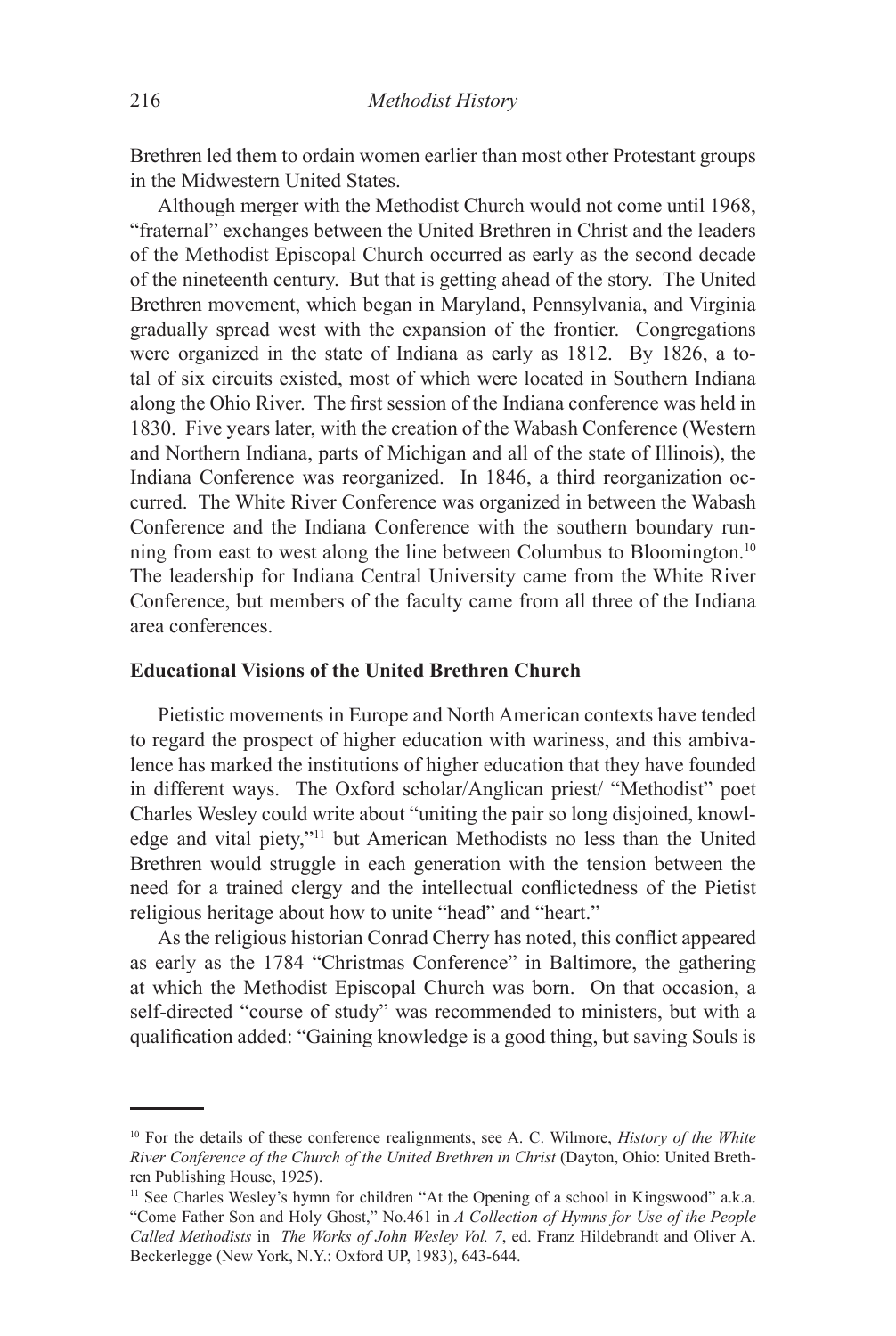Brethren led them to ordain women earlier than most other Protestant groups in the Midwestern United States.

Although merger with the Methodist Church would not come until 1968, "fraternal" exchanges between the United Brethren in Christ and the leaders of the Methodist Episcopal Church occurred as early as the second decade of the nineteenth century. But that is getting ahead of the story. The United Brethren movement, which began in Maryland, Pennsylvania, and Virginia gradually spread west with the expansion of the frontier. Congregations were organized in the state of Indiana as early as 1812. By 1826, a total of six circuits existed, most of which were located in Southern Indiana along the Ohio River. The first session of the Indiana conference was held in 1830. Five years later, with the creation of the Wabash Conference (Western and Northern Indiana, parts of Michigan and all of the state of Illinois), the Indiana Conference was reorganized. In 1846, a third reorganization occurred. The White River Conference was organized in between the Wabash Conference and the Indiana Conference with the southern boundary running from east to west along the line between Columbus to Bloomington.[10] The leadership for Indiana Central University came from the White River Conference, but members of the faculty came from all three of the Indiana area conferences.

## Educational Visions of the United Brethren Church

Pietistic movements in Europe and North American contexts have tended to regard the prospect of higher education with wariness, and this ambivalence has marked the institutions of higher education that they have founded in different ways. The Oxford scholar/Anglican priest/ "Methodist" poet Charles Wesley could write about "uniting the pair so long disjoined, knowledge and vital piety,"[11] but American Methodists no less than the United Brethren would struggle in each generation with the tension between the need for a trained clergy and the intellectual conflictedness of the Pietist religious heritage about how to unite "head" and "heart."

As the religious historian Conrad Cherry has noted, this conflict appeared as early as the 1784 "Christmas Conference" in Baltimore, the gathering at which the Methodist Episcopal Church was born. On that occasion, a self-directed "course of study" was recommended to ministers, but with a qualification added: "Gaining knowledge is a good thing, but saving Souls is

---

[10] For the details of these conference realignments, see A. C. Wilmore, *History of the White River Conference of the Church of the United Brethren in Christ* (Dayton, Ohio: United Brethren Publishing House, 1925).

[11] See Charles Wesley's hymn for children "At the Opening of a school in Kingswood" a.k.a. "Come Father Son and Holy Ghost," No.461 in *A Collection of Hymns for Use of the People Called Methodists* in *The Works of John Wesley Vol. 7*, ed. Franz Hildebrandt and Oliver A. Beckerlegge (New York, N.Y.: Oxford UP, 1983), 643-644.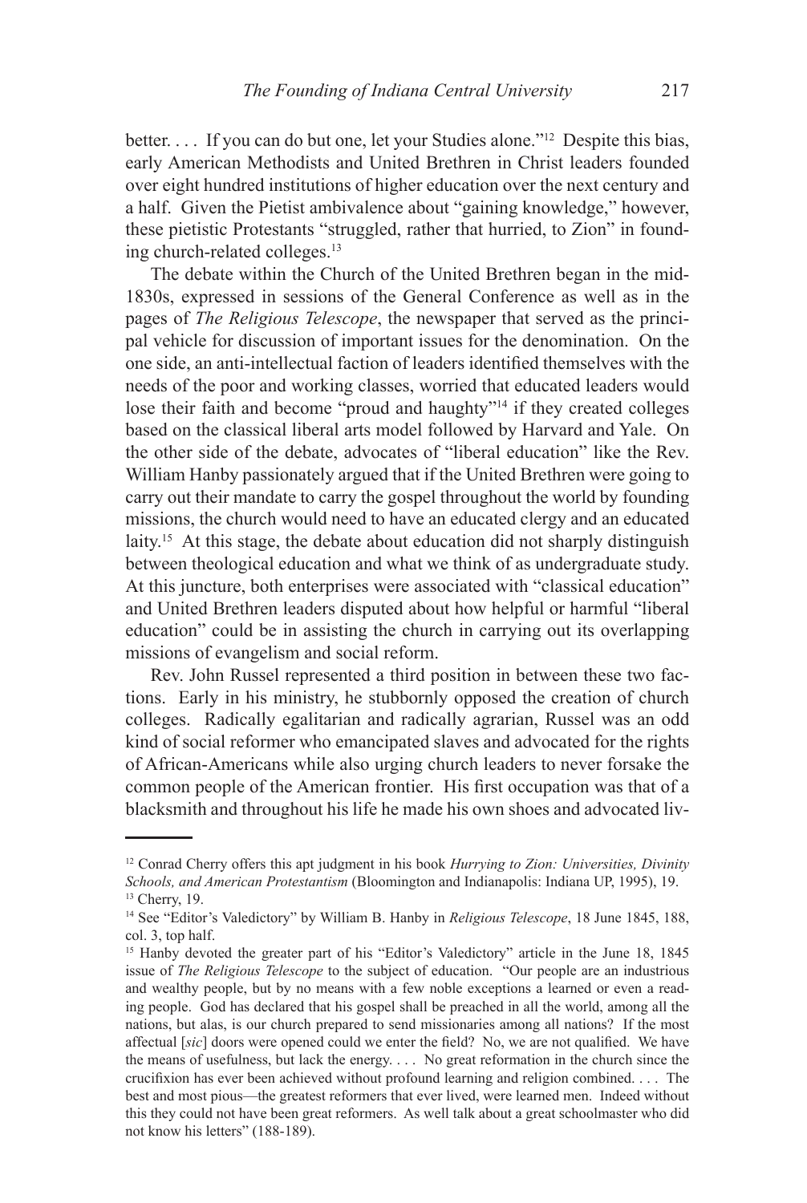better. . . . If you can do but one, let your Studies alone."[12] Despite this bias, early American Methodists and United Brethren in Christ leaders founded over eight hundred institutions of higher education over the next century and a half. Given the Pietist ambivalence about "gaining knowledge," however, these pietistic Protestants "struggled, rather that hurried, to Zion" in founding church-related colleges.[13]

The debate within the Church of the United Brethren began in the mid-1830s, expressed in sessions of the General Conference as well as in the pages of *The Religious Telescope*, the newspaper that served as the principal vehicle for discussion of important issues for the denomination. On the one side, an anti-intellectual faction of leaders identified themselves with the needs of the poor and working classes, worried that educated leaders would lose their faith and become "proud and haughty"[14] if they created colleges based on the classical liberal arts model followed by Harvard and Yale. On the other side of the debate, advocates of "liberal education" like the Rev. William Hanby passionately argued that if the United Brethren were going to carry out their mandate to carry the gospel throughout the world by founding missions, the church would need to have an educated clergy and an educated laity.[15] At this stage, the debate about education did not sharply distinguish between theological education and what we think of as undergraduate study. At this juncture, both enterprises were associated with "classical education" and United Brethren leaders disputed about how helpful or harmful "liberal education" could be in assisting the church in carrying out its overlapping missions of evangelism and social reform.

Rev. John Russel represented a third position in between these two factions. Early in his ministry, he stubbornly opposed the creation of church colleges. Radically egalitarian and radically agrarian, Russel was an odd kind of social reformer who emancipated slaves and advocated for the rights of African-Americans while also urging church leaders to never forsake the common people of the American frontier. His first occupation was that of a blacksmith and throughout his life he made his own shoes and advocated liv-

---

[12] Conrad Cherry offers this apt judgment in his book *Hurrying to Zion: Universities, Divinity Schools, and American Protestantism* (Bloomington and Indianapolis: Indiana UP, 1995), 19.

[13] Cherry, 19.

[14] See "Editor's Valedictory" by William B. Hanby in *Religious Telescope*, 18 June 1845, 188, col. 3, top half.

[15] Hanby devoted the greater part of his "Editor's Valedictory" article in the June 18, 1845 issue of *The Religious Telescope* to the subject of education. "Our people are an industrious and wealthy people, but by no means with a few noble exceptions a learned or even a reading people. God has declared that his gospel shall be preached in all the world, among all the nations, but alas, is our church prepared to send missionaries among all nations? If the most affectual [*sic*] doors were opened could we enter the field? No, we are not qualified. We have the means of usefulness, but lack the energy. . . . No great reformation in the church since the crucifixion has ever been achieved without profound learning and religion combined. . . . The best and most pious—the greatest reformers that ever lived, were learned men. Indeed without this they could not have been great reformers. As well talk about a great schoolmaster who did not know his letters" (188-189).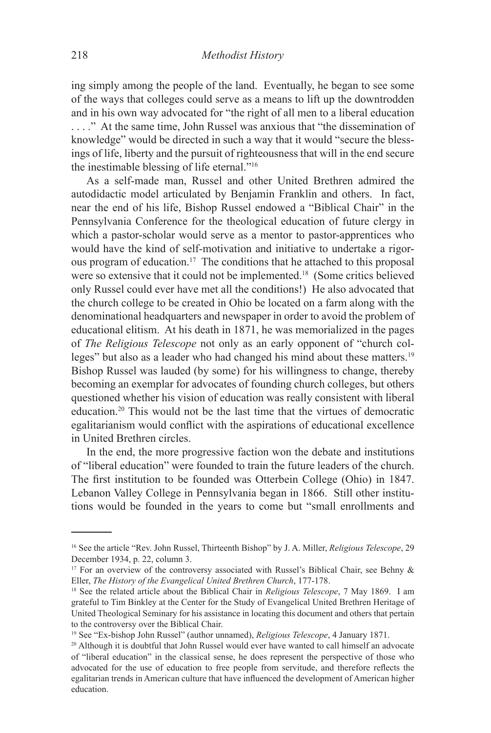ing simply among the people of the land. Eventually, he began to see some of the ways that colleges could serve as a means to lift up the downtrodden and in his own way advocated for "the right of all men to a liberal education . . . ." At the same time, John Russel was anxious that "the dissemination of knowledge" would be directed in such a way that it would "secure the blessings of life, liberty and the pursuit of righteousness that will in the end secure the inestimable blessing of life eternal."[16]

As a self-made man, Russel and other United Brethren admired the autodidactic model articulated by Benjamin Franklin and others. In fact, near the end of his life, Bishop Russel endowed a "Biblical Chair" in the Pennsylvania Conference for the theological education of future clergy in which a pastor-scholar would serve as a mentor to pastor-apprentices who would have the kind of self-motivation and initiative to undertake a rigorous program of education.[17] The conditions that he attached to this proposal were so extensive that it could not be implemented.[18] (Some critics believed only Russel could ever have met all the conditions!) He also advocated that the church college to be created in Ohio be located on a farm along with the denominational headquarters and newspaper in order to avoid the problem of educational elitism. At his death in 1871, he was memorialized in the pages of *The Religious Telescope* not only as an early opponent of "church colleges" but also as a leader who had changed his mind about these matters.[19] Bishop Russel was lauded (by some) for his willingness to change, thereby becoming an exemplar for advocates of founding church colleges, but others questioned whether his vision of education was really consistent with liberal education.[20] This would not be the last time that the virtues of democratic egalitarianism would conflict with the aspirations of educational excellence in United Brethren circles.

In the end, the more progressive faction won the debate and institutions of "liberal education" were founded to train the future leaders of the church. The first institution to be founded was Otterbein College (Ohio) in 1847. Lebanon Valley College in Pennsylvania began in 1866. Still other institutions would be founded in the years to come but "small enrollments and

---

[16] See the article "Rev. John Russel, Thirteenth Bishop" by J. A. Miller, *Religious Telescope*, 29 December 1934, p. 22, column 3.

[17] For an overview of the controversy associated with Russel's Biblical Chair, see Behny & Eller, *The History of the Evangelical United Brethren Church*, 177-178.

[18] See the related article about the Biblical Chair in *Religious Telescope*, 7 May 1869. I am grateful to Tim Binkley at the Center for the Study of Evangelical United Brethren Heritage of United Theological Seminary for his assistance in locating this document and others that pertain to the controversy over the Biblical Chair.

[19] See "Ex-bishop John Russel" (author unnamed), *Religious Telescope*, 4 January 1871.

[20] Although it is doubtful that John Russel would ever have wanted to call himself an advocate of "liberal education" in the classical sense, he does represent the perspective of those who advocated for the use of education to free people from servitude, and therefore reflects the egalitarian trends in American culture that have influenced the development of American higher education.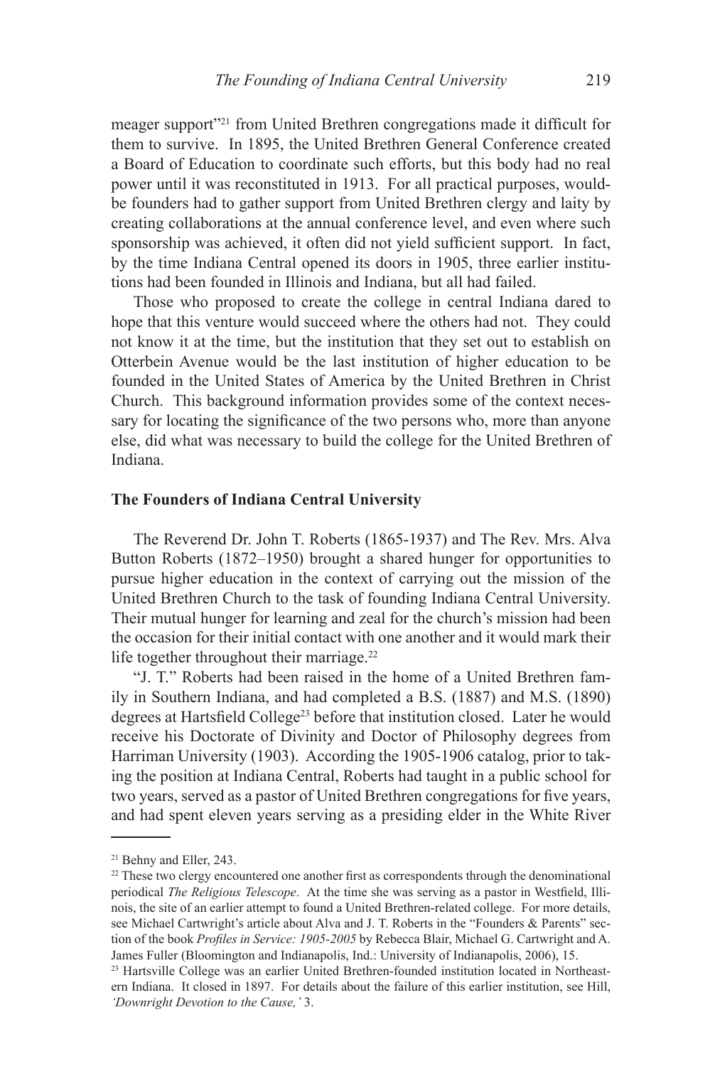meager support"[21] from United Brethren congregations made it difficult for them to survive. In 1895, the United Brethren General Conference created a Board of Education to coordinate such efforts, but this body had no real power until it was reconstituted in 1913. For all practical purposes, would-be founders had to gather support from United Brethren clergy and laity by creating collaborations at the annual conference level, and even where such sponsorship was achieved, it often did not yield sufficient support. In fact, by the time Indiana Central opened its doors in 1905, three earlier institutions had been founded in Illinois and Indiana, but all had failed.

Those who proposed to create the college in central Indiana dared to hope that this venture would succeed where the others had not. They could not know it at the time, but the institution that they set out to establish on Otterbein Avenue would be the last institution of higher education to be founded in the United States of America by the United Brethren in Christ Church. This background information provides some of the context necessary for locating the significance of the two persons who, more than anyone else, did what was necessary to build the college for the United Brethren of Indiana.

**The Founders of Indiana Central University**

The Reverend Dr. John T. Roberts (1865-1937) and The Rev. Mrs. Alva Button Roberts (1872–1950) brought a shared hunger for opportunities to pursue higher education in the context of carrying out the mission of the United Brethren Church to the task of founding Indiana Central University. Their mutual hunger for learning and zeal for the church's mission had been the occasion for their initial contact with one another and it would mark their life together throughout their marriage.[22]

"J. T." Roberts had been raised in the home of a United Brethren family in Southern Indiana, and had completed a B.S. (1887) and M.S. (1890) degrees at Hartsfield College[23] before that institution closed. Later he would receive his Doctorate of Divinity and Doctor of Philosophy degrees from Harriman University (1903). According the 1905-1906 catalog, prior to taking the position at Indiana Central, Roberts had taught in a public school for two years, served as a pastor of United Brethren congregations for five years, and had spent eleven years serving as a presiding elder in the White River

---

[21] Behny and Eller, 243.

[22] These two clergy encountered one another first as correspondents through the denominational periodical *The Religious Telescope*. At the time she was serving as a pastor in Westfield, Illinois, the site of an earlier attempt to found a United Brethren-related college. For more details, see Michael Cartwright's article about Alva and J. T. Roberts in the "Founders & Parents" section of the book *Profiles in Service: 1905-2005* by Rebecca Blair, Michael G. Cartwright and A. James Fuller (Bloomington and Indianapolis, Ind.: University of Indianapolis, 2006), 15.

[23] Hartsville College was an earlier United Brethren-founded institution located in Northeastern Indiana. It closed in 1897. For details about the failure of this earlier institution, see Hill, *'Downright Devotion to the Cause,'* 3.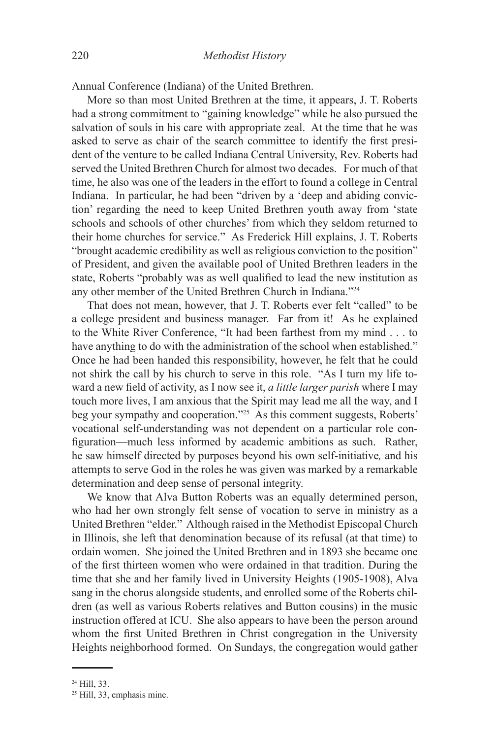Annual Conference (Indiana) of the United Brethren.

More so than most United Brethren at the time, it appears, J. T. Roberts had a strong commitment to "gaining knowledge" while he also pursued the salvation of souls in his care with appropriate zeal. At the time that he was asked to serve as chair of the search committee to identify the first president of the venture to be called Indiana Central University, Rev. Roberts had served the United Brethren Church for almost two decades. For much of that time, he also was one of the leaders in the effort to found a college in Central Indiana. In particular, he had been "driven by a 'deep and abiding conviction' regarding the need to keep United Brethren youth away from 'state schools and schools of other churches' from which they seldom returned to their home churches for service." As Frederick Hill explains, J. T. Roberts "brought academic credibility as well as religious conviction to the position" of President, and given the available pool of United Brethren leaders in the state, Roberts "probably was as well qualified to lead the new institution as any other member of the United Brethren Church in Indiana."[24]

That does not mean, however, that J. T. Roberts ever felt "called" to be a college president and business manager. Far from it! As he explained to the White River Conference, "It had been farthest from my mind . . . to have anything to do with the administration of the school when established." Once he had been handed this responsibility, however, he felt that he could not shirk the call by his church to serve in this role. "As I turn my life toward a new field of activity, as I now see it, *a little larger parish* where I may touch more lives, I am anxious that the Spirit may lead me all the way, and I beg your sympathy and cooperation."[25] As this comment suggests, Roberts' vocational self-understanding was not dependent on a particular role configuration—much less informed by academic ambitions as such. Rather, he saw himself directed by purposes beyond his own self-initiative*,* and his attempts to serve God in the roles he was given was marked by a remarkable determination and deep sense of personal integrity.

We know that Alva Button Roberts was an equally determined person, who had her own strongly felt sense of vocation to serve in ministry as a United Brethren "elder." Although raised in the Methodist Episcopal Church in Illinois, she left that denomination because of its refusal (at that time) to ordain women. She joined the United Brethren and in 1893 she became one of the first thirteen women who were ordained in that tradition. During the time that she and her family lived in University Heights (1905-1908), Alva sang in the chorus alongside students, and enrolled some of the Roberts children (as well as various Roberts relatives and Button cousins) in the music instruction offered at ICU. She also appears to have been the person around whom the first United Brethren in Christ congregation in the University Heights neighborhood formed. On Sundays, the congregation would gather

---

[24] Hill, 33.

[25] Hill, 33, emphasis mine.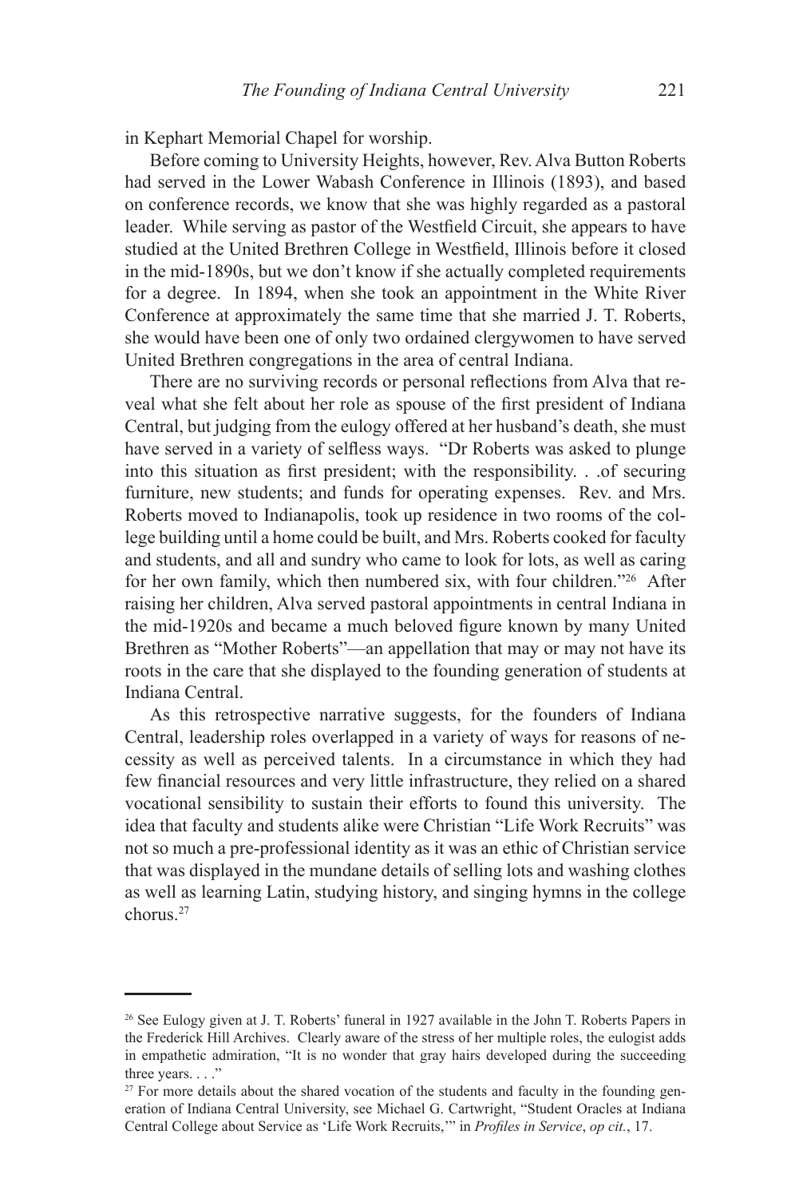in Kephart Memorial Chapel for worship.

Before coming to University Heights, however, Rev. Alva Button Roberts had served in the Lower Wabash Conference in Illinois (1893), and based on conference records, we know that she was highly regarded as a pastoral leader. While serving as pastor of the Westfield Circuit, she appears to have studied at the United Brethren College in Westfield, Illinois before it closed in the mid-1890s, but we don't know if she actually completed requirements for a degree. In 1894, when she took an appointment in the White River Conference at approximately the same time that she married J. T. Roberts, she would have been one of only two ordained clergywomen to have served United Brethren congregations in the area of central Indiana.

There are no surviving records or personal reflections from Alva that reveal what she felt about her role as spouse of the first president of Indiana Central, but judging from the eulogy offered at her husband's death, she must have served in a variety of selfless ways. "Dr Roberts was asked to plunge into this situation as first president; with the responsibility. . .of securing furniture, new students; and funds for operating expenses. Rev. and Mrs. Roberts moved to Indianapolis, took up residence in two rooms of the college building until a home could be built, and Mrs. Roberts cooked for faculty and students, and all and sundry who came to look for lots, as well as caring for her own family, which then numbered six, with four children."[26] After raising her children, Alva served pastoral appointments in central Indiana in the mid-1920s and became a much beloved figure known by many United Brethren as "Mother Roberts"—an appellation that may or may not have its roots in the care that she displayed to the founding generation of students at Indiana Central.

As this retrospective narrative suggests, for the founders of Indiana Central, leadership roles overlapped in a variety of ways for reasons of necessity as well as perceived talents. In a circumstance in which they had few financial resources and very little infrastructure, they relied on a shared vocational sensibility to sustain their efforts to found this university. The idea that faculty and students alike were Christian "Life Work Recruits" was not so much a pre-professional identity as it was an ethic of Christian service that was displayed in the mundane details of selling lots and washing clothes as well as learning Latin, studying history, and singing hymns in the college chorus.[27]

---

[26] See Eulogy given at J. T. Roberts' funeral in 1927 available in the John T. Roberts Papers in the Frederick Hill Archives. Clearly aware of the stress of her multiple roles, the eulogist adds in empathetic admiration, "It is no wonder that gray hairs developed during the succeeding three years. . . ."

[27] For more details about the shared vocation of the students and faculty in the founding generation of Indiana Central University, see Michael G. Cartwright, "Student Oracles at Indiana Central College about Service as 'Life Work Recruits,'" in *Profiles in Service*, *op cit.*, 17.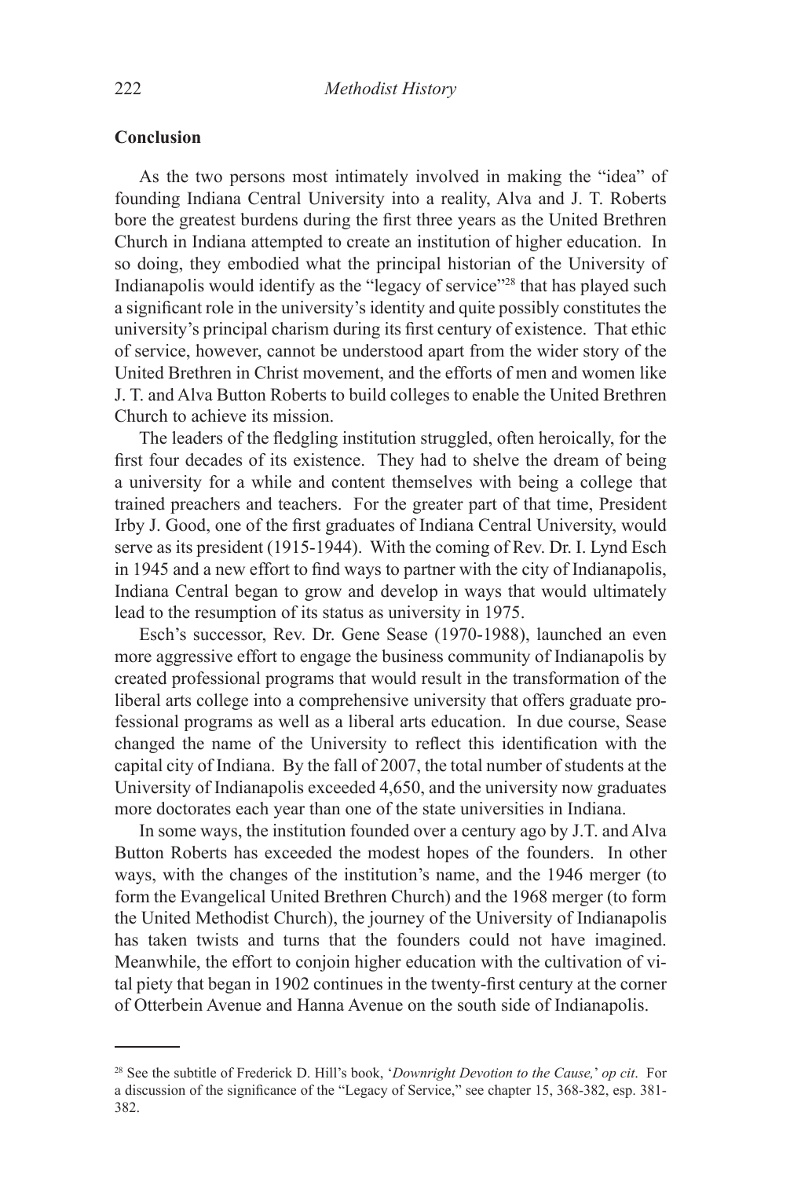**Conclusion**

As the two persons most intimately involved in making the "idea" of founding Indiana Central University into a reality, Alva and J. T. Roberts bore the greatest burdens during the first three years as the United Brethren Church in Indiana attempted to create an institution of higher education. In so doing, they embodied what the principal historian of the University of Indianapolis would identify as the "legacy of service"[28] that has played such a significant role in the university's identity and quite possibly constitutes the university's principal charism during its first century of existence. That ethic of service, however, cannot be understood apart from the wider story of the United Brethren in Christ movement, and the efforts of men and women like J. T. and Alva Button Roberts to build colleges to enable the United Brethren Church to achieve its mission.

The leaders of the fledgling institution struggled, often heroically, for the first four decades of its existence. They had to shelve the dream of being a university for a while and content themselves with being a college that trained preachers and teachers. For the greater part of that time, President Irby J. Good, one of the first graduates of Indiana Central University, would serve as its president (1915-1944). With the coming of Rev. Dr. I. Lynd Esch in 1945 and a new effort to find ways to partner with the city of Indianapolis, Indiana Central began to grow and develop in ways that would ultimately lead to the resumption of its status as university in 1975.

Esch's successor, Rev. Dr. Gene Sease (1970-1988), launched an even more aggressive effort to engage the business community of Indianapolis by created professional programs that would result in the transformation of the liberal arts college into a comprehensive university that offers graduate professional programs as well as a liberal arts education. In due course, Sease changed the name of the University to reflect this identification with the capital city of Indiana. By the fall of 2007, the total number of students at the University of Indianapolis exceeded 4,650, and the university now graduates more doctorates each year than one of the state universities in Indiana.

In some ways, the institution founded over a century ago by J.T. and Alva Button Roberts has exceeded the modest hopes of the founders. In other ways, with the changes of the institution's name, and the 1946 merger (to form the Evangelical United Brethren Church) and the 1968 merger (to form the United Methodist Church), the journey of the University of Indianapolis has taken twists and turns that the founders could not have imagined. Meanwhile, the effort to conjoin higher education with the cultivation of vital piety that began in 1902 continues in the twenty-first century at the corner of Otterbein Avenue and Hanna Avenue on the south side of Indianapolis.

---

[28] See the subtitle of Frederick D. Hill's book, '*Downright Devotion to the Cause,*' *op cit*. For a discussion of the significance of the "Legacy of Service," see chapter 15, 368-382, esp. 381-382.